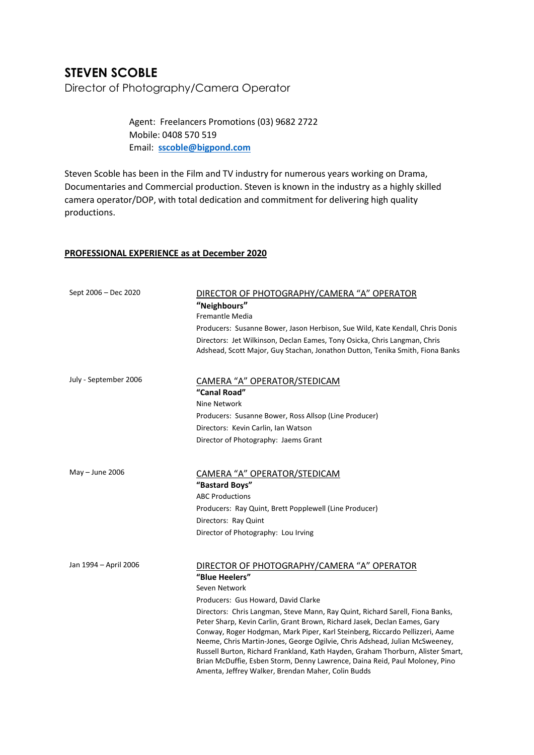# STEVEN SCOBLE

Director of Photography/Camera Operator

Agent: Freelancers Promotions (03) 9682 2722
Mobile: 0408 570 519
Email: **sscoble@bigpond.com**

Steven Scoble has been in the Film and TV industry for numerous years working on Drama, Documentaries and Commercial production. Steven is known in the industry as a highly skilled camera operator/DOP, with total dedication and commitment for delivering high quality productions.

## PROFESSIONAL EXPERIENCE as at December 2020

**Sept 2006 – Dec 2020**

DIRECTOR OF PHOTOGRAPHY/CAMERA "A" OPERATOR
**"Neighbours"**
Fremantle Media
Producers: Susanne Bower, Jason Herbison, Sue Wild, Kate Kendall, Chris Donis
Directors: Jet Wilkinson, Declan Eames, Tony Osicka, Chris Langman, Chris Adshead, Scott Major, Guy Stachan, Jonathon Dutton, Tenika Smith, Fiona Banks

**July - September 2006**

CAMERA "A" OPERATOR/STEDICAM
**"Canal Road"**
Nine Network
Producers: Susanne Bower, Ross Allsop (Line Producer)
Directors: Kevin Carlin, Ian Watson
Director of Photography: Jaems Grant

**May – June 2006**

CAMERA "A" OPERATOR/STEDICAM
**"Bastard Boys"**
ABC Productions
Producers: Ray Quint, Brett Popplewell (Line Producer)
Directors: Ray Quint
Director of Photography: Lou Irving

**Jan 1994 – April 2006**

DIRECTOR OF PHOTOGRAPHY/CAMERA "A" OPERATOR
**"Blue Heelers"**
Seven Network
Producers: Gus Howard, David Clarke
Directors: Chris Langman, Steve Mann, Ray Quint, Richard Sarell, Fiona Banks, Peter Sharp, Kevin Carlin, Grant Brown, Richard Jasek, Declan Eames, Gary Conway, Roger Hodgman, Mark Piper, Karl Steinberg, Riccardo Pellizzeri, Aame Neeme, Chris Martin-Jones, George Ogilvie, Chris Adshead, Julian McSweeney, Russell Burton, Richard Frankland, Kath Hayden, Graham Thorburn, Alister Smart, Brian McDuffie, Esben Storm, Denny Lawrence, Daina Reid, Paul Moloney, Pino Amenta, Jeffrey Walker, Brendan Maher, Colin Budds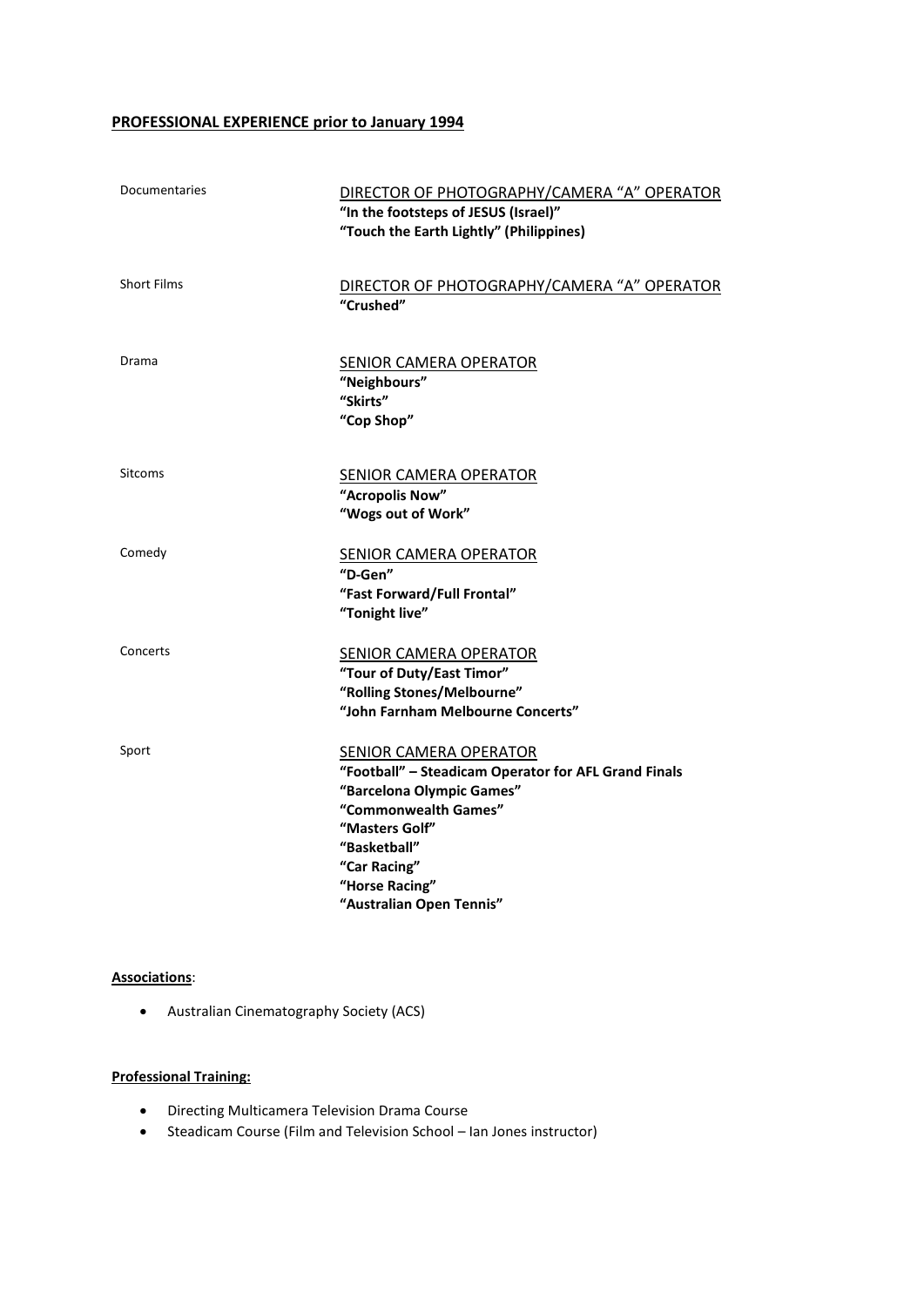**PROFESSIONAL EXPERIENCE prior to January 1994**

| | |
|---|---|
| Documentaries | DIRECTOR OF PHOTOGRAPHY/CAMERA "A" OPERATOR<br>**"In the footsteps of JESUS (Israel)"**<br>**"Touch the Earth Lightly" (Philippines)** |
| Short Films | DIRECTOR OF PHOTOGRAPHY/CAMERA "A" OPERATOR<br>**"Crushed"** |
| Drama | SENIOR CAMERA OPERATOR<br>**"Neighbours"**<br>**"Skirts"**<br>**"Cop Shop"** |
| Sitcoms | SENIOR CAMERA OPERATOR<br>**"Acropolis Now"**<br>**"Wogs out of Work"** |
| Comedy | SENIOR CAMERA OPERATOR<br>**"D-Gen"**<br>**"Fast Forward/Full Frontal"**<br>**"Tonight live"** |
| Concerts | SENIOR CAMERA OPERATOR<br>**"Tour of Duty/East Timor"**<br>**"Rolling Stones/Melbourne"**<br>**"John Farnham Melbourne Concerts"** |
| Sport | SENIOR CAMERA OPERATOR<br>**"Football" – Steadicam Operator for AFL Grand Finals**<br>**"Barcelona Olympic Games"**<br>**"Commonwealth Games"**<br>**"Masters Golf"**<br>**"Basketball"**<br>**"Car Racing"**<br>**"Horse Racing"**<br>**"Australian Open Tennis"** |

**Associations**:

- Australian Cinematography Society (ACS)

**Professional Training:**

- Directing Multicamera Television Drama Course
- Steadicam Course (Film and Television School – Ian Jones instructor)